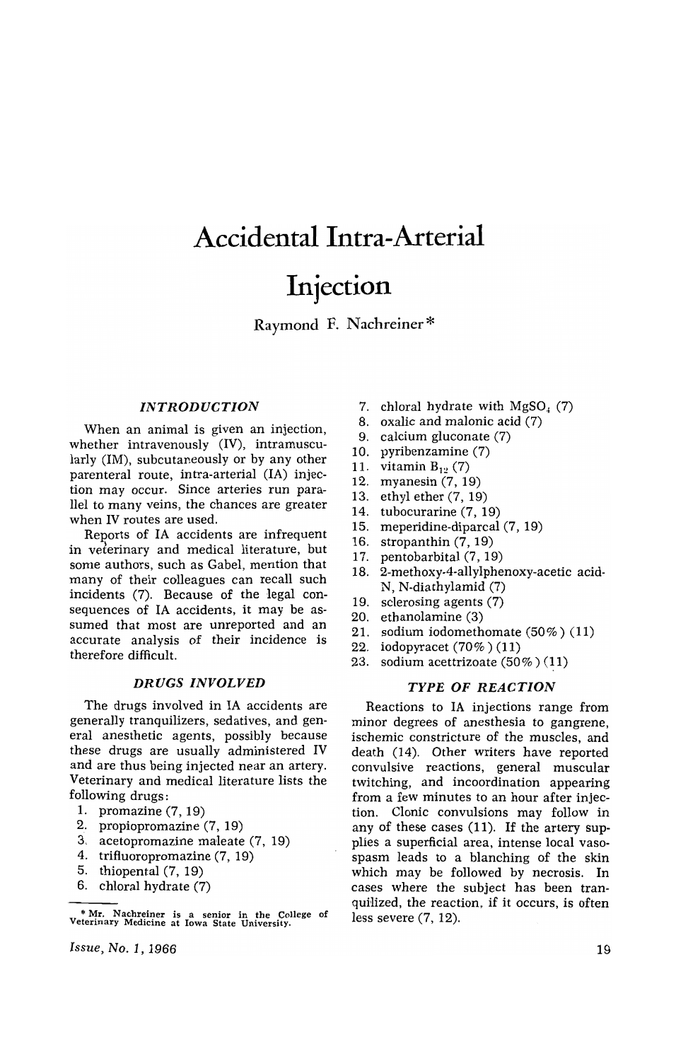# Accidental Intra-Arterial Injection

Raymond F. Nachreiner*

### INTRODUCTION

When an animal is given an injection, whether intravenously (IV), intramuscularly (IM), subcutaneously or by any other parenteral route, intra-arterial (IA) injection may occur. Since arteries run parallel to many veins, the chances are greater when IV routes are used.

Reports of IA accidents are infrequent in veterinary and medical literature, but some authors, such as Gabel, mention that many of their colleagues can recall such incidents (7). Because of the legal consequences of IA accidents, it may be assumed that most are unreported and an accurate analysis of their incidence is therefore difficult.

### DRUGS INVOLVED

The drugs involved in IA accidents are generally tranquilizers, sedatives, and general anesthetic agents, possibly because these drugs are usually administered IV and are thus being injected near an artery. Veterinary and medical literature lists the following drugs:

1. promazine (7, 19)
2. propiopromazine (7, 19)
3. acetopromazine maleate (7, 19)
4. trifluoropromazine (7, 19)
5. thiopental (7, 19)
6. chloral hydrate (7)
7. chloral hydrate with $MgSO_4$ (7)
8. oxalic and malonic acid (7)
9. calcium gluconate (7)
10. pyribenzamine (7)
11. vitamin $B_{12}$ (7)
12. myanesin (7, 19)
13. ethyl ether (7, 19)
14. tubocurarine (7, 19)
15. meperidine-diparcal (7, 19)
16. stropanthin (7, 19)
17. pentobarbital (7, 19)
18. 2-methoxy-4-allylphenoxy-acetic acid-N, N-diathylamid (7)
19. sclerosing agents (7)
20. ethanolamine (3)
21. sodium iodomethomate (50%) (11)
22. iodopyracet (70%) (11)
23. sodium acettrizoate (50%) (11)

### TYPE OF REACTION

Reactions to IA injections range from minor degrees of anesthesia to gangrene, ischemic constricture of the muscles, and death (14). Other writers have reported convulsive reactions, general muscular twitching, and incoordination appearing from a few minutes to an hour after injection. Clonic convulsions may follow in any of these cases (11). If the artery supplies a superficial area, intense local vasospasm leads to a blanching of the skin which may be followed by necrosis. In cases where the subject has been tranquilized, the reaction, if it occurs, is often less severe (7, 12).

* Mr. Nachreiner is a senior in the College of Veterinary Medicine at Iowa State University.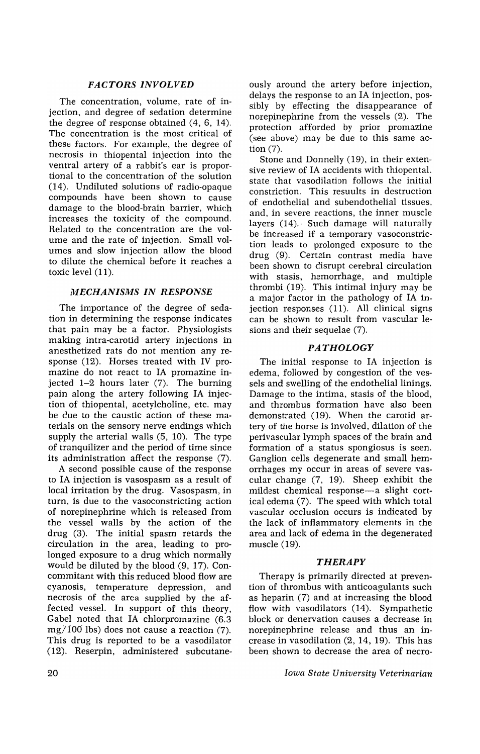### *FACTORS INVOLVED*

The concentration, volume, rate of injection, and degree of sedation determine the degree of response obtained (4, 6, 14). The concentration is the most critical of these factors. For example, the degree of necrosis in thiopental injection into the ventral artery of a rabbit's ear is proportional to the concentration of the solution (14). Undiluted solutions of radio-opaque compounds have been shown to cause damage to the blood-brain barrier, which increases the toxicity of the compound. Related to the concentration are the volume and the rate of injection. Small volumes and slow injection allow the blood to dilute the chemical before it reaches a toxic level (11).

### *MECHANISMS IN RESPONSE*

The importance of the degree of sedation in determining the response indicates that pain may be a factor. Physiologists making intra-carotid artery injections in anesthetized rats do not mention any response (12). Horses treated with IV promazine do not react to IA promazine injected 1–2 hours later (7). The burning pain along the artery following IA injection of thiopental, acetylcholine, etc. may be due to the caustic action of these materials on the sensory nerve endings which supply the arterial walls (5, 10). The type of tranquilizer and the period of time since its administration affect the response (7).

A second possible cause of the response to IA injection is vasospasm as a result of local irritation by the drug. Vasospasm, in turn, is due to the vasoconstricting action of norepinephrine which is released from the vessel walls by the action of the drug (3). The initial spasm retards the circulation in the area, leading to prolonged exposure to a drug which normally would be diluted by the blood (9, 17). Concommitant with this reduced blood flow are cyanosis, temperature depression, and necrosis of the area supplied by the affected vessel. In support of this theory, Gabel noted that IA chlorpromazine (6.3 mg/100 lbs) does not cause a reaction (7). This drug is reported to be a vasodilator (12). Reserpin, administered subcutaneously around the artery before injection, delays the response to an IA injection, possibly by effecting the disappearance of norepinephrine from the vessels (2). The protection afforded by prior promazine (see above) may be due to this same action (7).

Stone and Donnelly (19), in their extensive review of IA accidents with thiopental, state that vasodilation follows the initial constriction. This resuults in destruction of endothelial and subendothelial tissues, and, in severe reactions, the inner muscle layers (14). Such damage will naturally be increased if a temporary vasoconstriction leads to prolonged exposure to the drug (9). Certain contrast media have been shown to disrupt cerebral circulation with stasis, hemorrhage, and multiple thrombi (19). This intimal injury may be a major factor in the pathology of IA injection responses (11). All clinical signs can be shown to result from vascular lesions and their sequelae (7).

### *PATHOLOGY*

The initial response to IA injection is edema, followed by congestion of the vessels and swelling of the endothelial linings. Damage to the intima, stasis of the blood, and thrombus formation have also been demonstrated (19). When the carotid artery of the horse is involved, dilation of the perivascular lymph spaces of the brain and formation of a status spongiosus is seen. Ganglion cells degenerate and small hemorrhages my occur in areas of severe vascular change (7, 19). Sheep exhibit the mildest chemical response—a slight cortical edema (7). The speed with which total vascular occlusion occurs is indicated by the lack of inflammatory elements in the area and lack of edema in the degenerated muscle (19).

### *THERAPY*

Therapy is primarily directed at prevention of thrombus with anticoagulants such as heparin (7) and at increasing the blood flow with vasodilators (14). Sympathetic block or denervation causes a decrease in norepinephrine release and thus an increase in vasodilation (2, 14, 19). This has been shown to decrease the area of necro-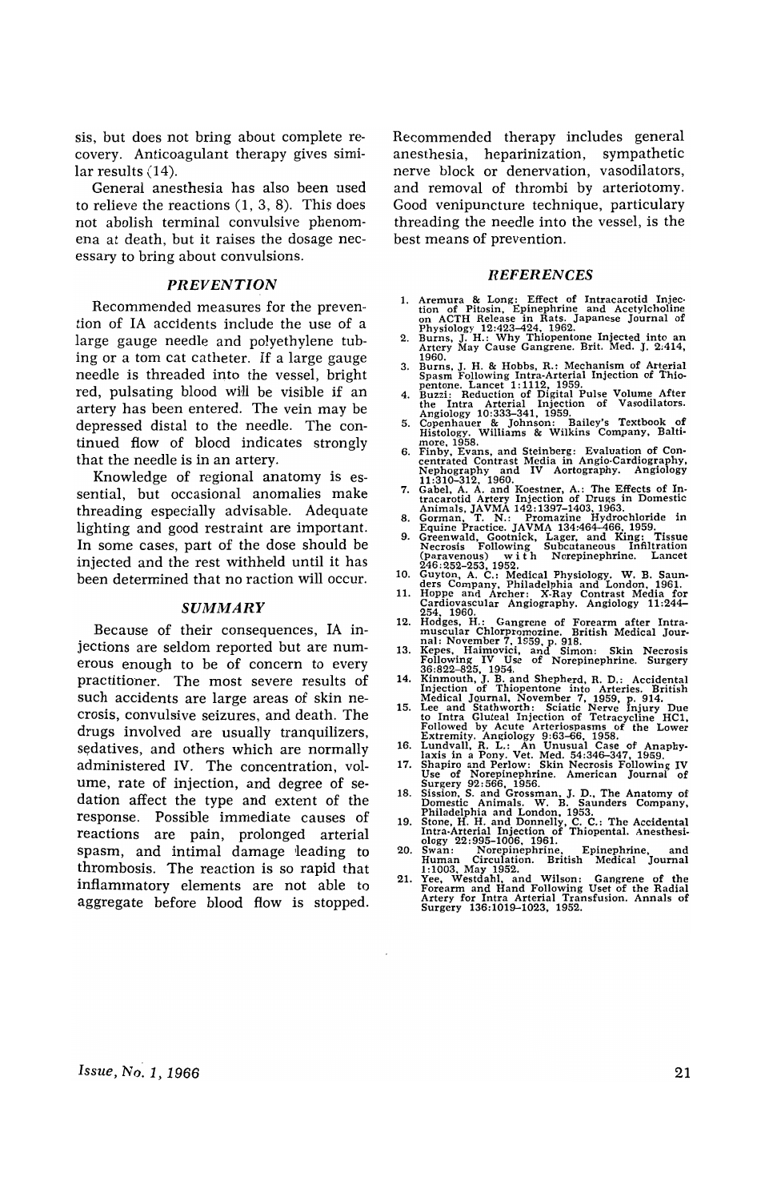sis, but does not bring about complete recovery. Anticoagulant therapy gives similar results (14).

General anesthesia has also been used to relieve the reactions (1, 3, 8). This does not abolish terminal convulsive phenomena at death, but it raises the dosage necessary to bring about convulsions.

## PREVENTION

Recommended measures for the prevention of IA accidents include the use of a large gauge needle and polyethylene tubing or a tom cat catheter. If a large gauge needle is threaded into the vessel, bright red, pulsating blood will be visible if an artery has been entered. The vein may be depressed distal to the needle. The continued flow of blood indicates strongly that the needle is in an artery.

Knowledge of regional anatomy is essential, but occasional anomalies make threading especially advisable. Adequate lighting and good restraint are important. In some cases, part of the dose should be injected and the rest withheld until it has been determined that no raction will occur.

## SUMMARY

Because of their consequences, IA injections are seldom reported but are numerous enough to be of concern to every practitioner. The most severe results of such accidents are large areas of skin necrosis, convulsive seizures, and death. The drugs involved are usually tranquilizers, sedatives, and others which are normally administered IV. The concentration, volume, rate of injection, and degree of sedation affect the type and extent of the response. Possible immediate causes of reactions are pain, prolonged arterial spasm, and intimal damage leading to thrombosis. The reaction is so rapid that inflammatory elements are not able to aggregate before blood flow is stopped. Recommended therapy includes general anesthesia, heparinization, sympathetic nerve block or denervation, vasodilators, and removal of thrombi by arteriotomy. Good venipuncture technique, particulary threading the needle into the vessel, is the best means of prevention.

## REFERENCES

1. Aremura & Long: Effect of Intracarotid Injection of Pitosin, Epinephrine and Acetylcholine on ACTH Release in Rats. Japanese Journal of Physiology 12:423–424, 1962.
2. Burns, J. H.: Why Thiopentone Injected into an Artery May Cause Gangrene. Brit. Med. J. 2:414, 1960.
3. Burns, J. H. & Hobbs, R.: Mechanism of Arterial Spasm Following Intra-Arterial Injection of Thiopentone. Lancet 1:1112, 1959.
4. Buzzi: Reduction of Digital Pulse Volume After the Intra Arterial Injection of Vasodilators. Angiology 10:333–341, 1959.
5. Copenhauer & Johnson: Bailey's Textbook of Histology. Williams & Wilkins Company, Baltimore, 1958.
6. Finby, Evans, and Steinberg: Evaluation of Concentrated Contrast Media in Angio-Cardiography, Nephography and IV Aortography. Angiology 11:310–312, 1960.
7. Gabel, A. A. and Koestner, A.: The Effects of Intracarotid Artery Injection of Drugs in Domestic Animals. JAVMA 142:1397–1403, 1963.
8. Gorman, T. N.: Promazine Hydrochloride in Equine Practice. JAVMA 134:464–466, 1959.
9. Greenwald, Gootnick, Lager, and King: Tissue Necrosis Following Subcutaneous Infiltration (paravenous) with Norepinephrine. Lancet 246:252–253, 1952.
10. Guyton, A. C.: Medical Physiology. W. B. Saunders Company, Philadelphia and London, 1961.
11. Hoppe and Archer: X-Ray Contrast Media for Cardiovascular Angiography. Angiology 11:244–254, 1960.
12. Hodges, H.: Gangrene of Forearm after Intramuscular Chlorpromozine. British Medical Journal: November 7, 1959, p. 918.
13. Kepes, Haimovici, and Simon: Skin Necrosis Following IV Use of Norepinephrine. Surgery 36:822–825, 1954.
14. Kinmouth, J. B. and Shepherd, R. D.: Accidental Injection of Thiopentone into Arteries. British Medical Journal, November 7, 1959, p. 914.
15. Lee and Stathworth: Sciatic Nerve Injury Due to Intra Gluteal Injection of Tetracycline HC1, Followed by Acute Arteriospasms of the Lower Extremity. Angiology 9:63–66, 1958.
16. Lundvall, R. L.: An Unusual Case of Anaphylaxis in a Pony. Vet. Med. 54:346–347, 1959.
17. Shapiro and Perlow: Skin Necrosis Following IV Use of Norepinephrine. American Journal of Surgery 92:566, 1956.
18. Sission, S. and Grossman, J. D., The Anatomy of Domestic Animals. W. B. Saunders Company, Philadelphia and London, 1953.
19. Stone, H. H. and Donnelly, C. C.: The Accidental Intra-Arterial Injection of Thiopental. Anesthesiology 22:995–1006, 1961.
20. Swan: Norepinephrine, Epinephrine, and Human Circulation. British Medical Journal 1:1003, May 1952.
21. Yee, Westdahl, and Wilson: Gangrene of the Forearm and Hand Following Use of the Radial Artery for Intra Arterial Transfusion. Annals of Surgery 136:1019–1023, 1952.